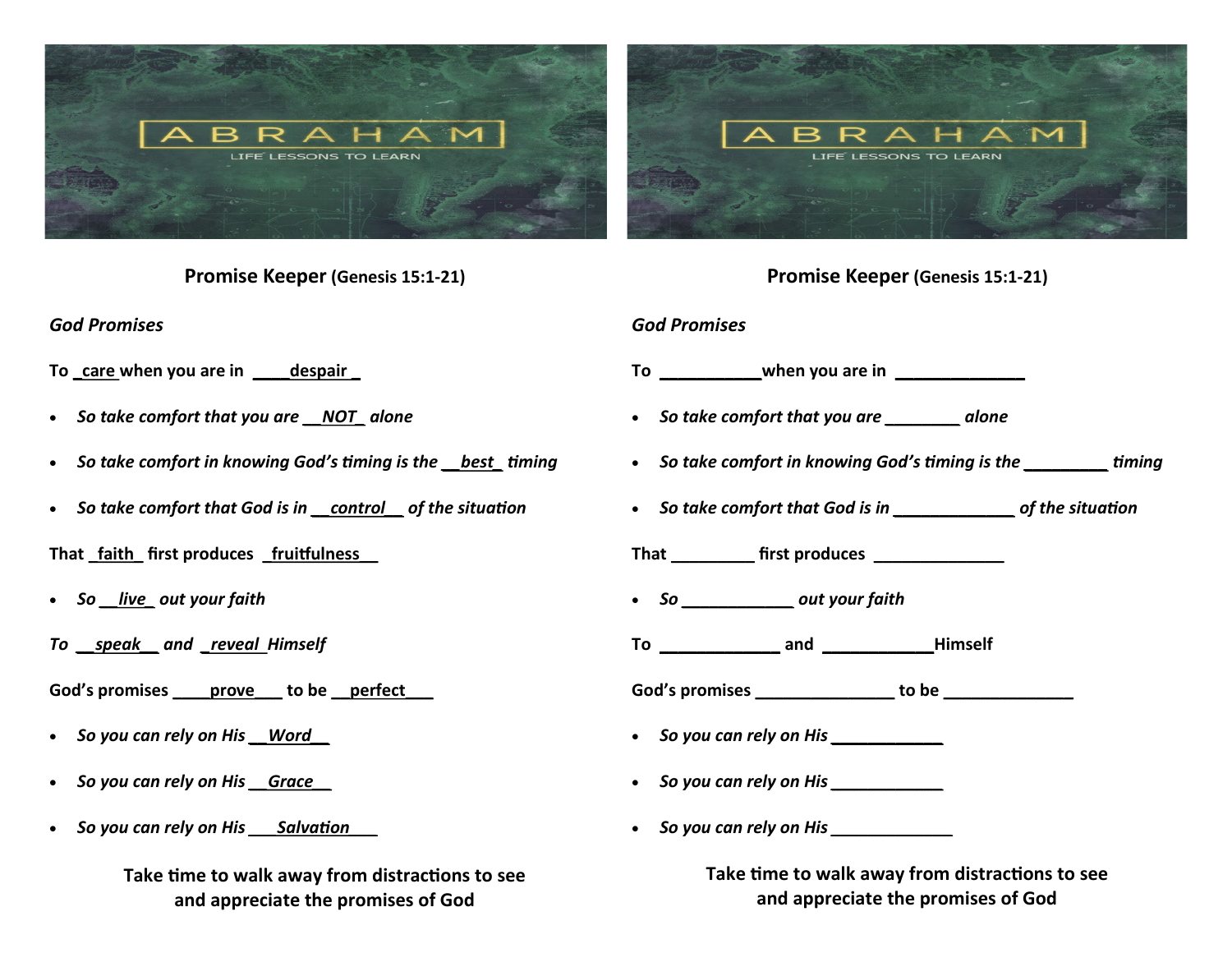ABRAHAM

LIFE LESSONS TO LEARN

**Promise Keeper (Genesis 15:1-21)**

***God Promises***

**To _care_ when you are in ____despair _**

- ***So take comfort that you are __NOT_ alone***
- ***So take comfort in knowing God's timing is the __best_ timing***
- ***So take comfort that God is in __control__ of the situation***

**That _faith_ first produces _fruitfulness___**

- ***So __live_ out your faith***

***To __speak__ and _reveal_ Himself***

**God's promises ____prove___ to be __perfect___**

- ***So you can rely on His __Word__***
- ***So you can rely on His __Grace__***
- ***So you can rely on His ___Salvation____***

**Take time to walk away from distractions to see and appreciate the promises of God**

ABRAHAM

LIFE LESSONS TO LEARN

**Promise Keeper (Genesis 15:1-21)**

***God Promises***

**To ___________when you are in ______________**

- ***So take comfort that you are ________ alone***
- ***So take comfort in knowing God's timing is the _________ timing***
- ***So take comfort that God is in _____________ of the situation***

**That _________ first produces ______________**

- ***So ____________ out your faith***

**To _____________ and ____________Himself**

**God's promises _______________ to be ______________**

- ***So you can rely on His ____________***
- ***So you can rely on His ____________***
- ***So you can rely on His _____________***

**Take time to walk away from distractions to see and appreciate the promises of God**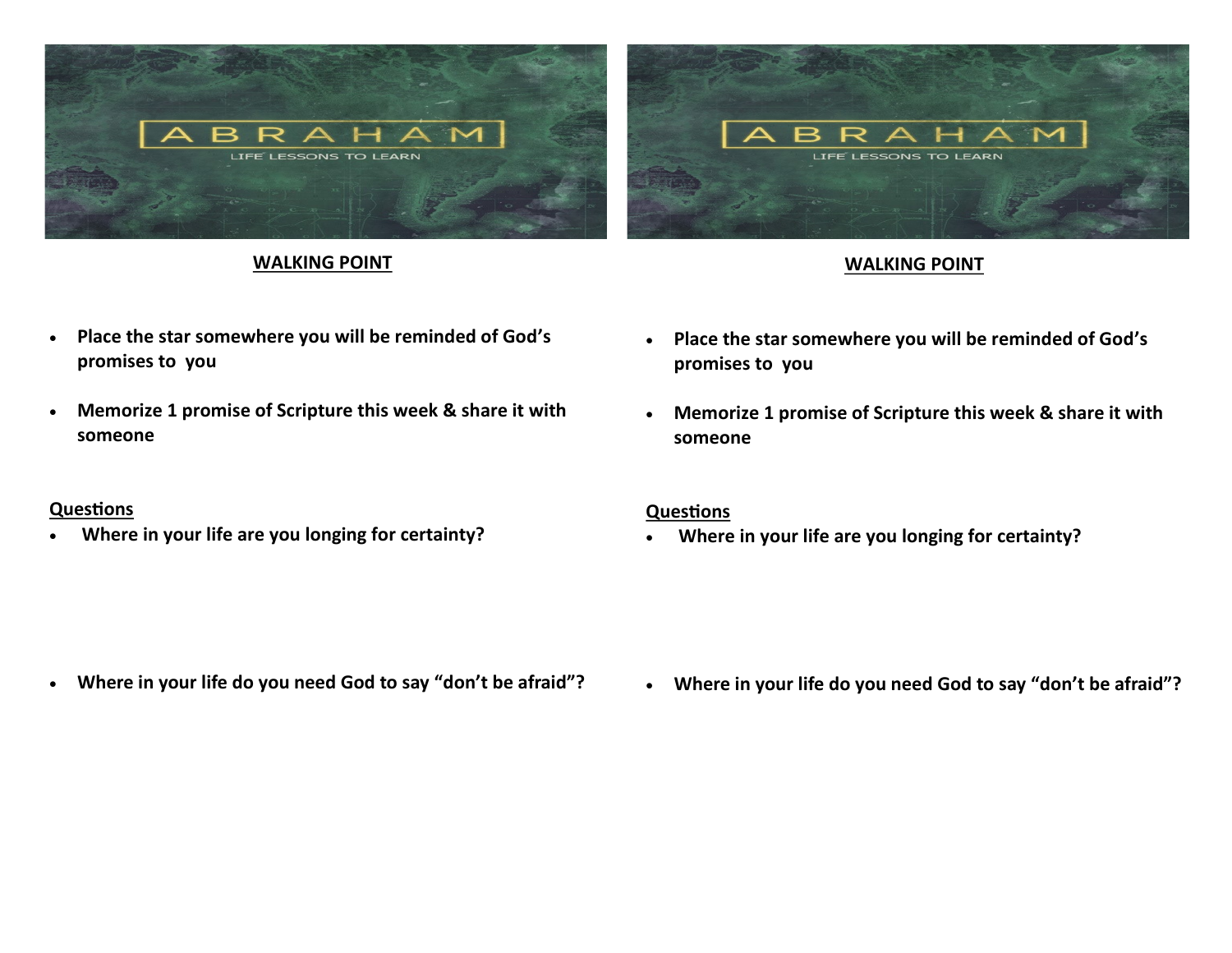ABRAHAM

LIFE LESSONS TO LEARN

**WALKING POINT**

- **Place the star somewhere you will be reminded of God's promises to you**
- **Memorize 1 promise of Scripture this week & share it with someone**

**Questions**

- **Where in your life are you longing for certainty?**

- **Where in your life do you need God to say "don't be afraid"?**

ABRAHAM

LIFE LESSONS TO LEARN

**WALKING POINT**

- **Place the star somewhere you will be reminded of God's promises to you**
- **Memorize 1 promise of Scripture this week & share it with someone**

**Questions**

- **Where in your life are you longing for certainty?**

- **Where in your life do you need God to say "don't be afraid"?**